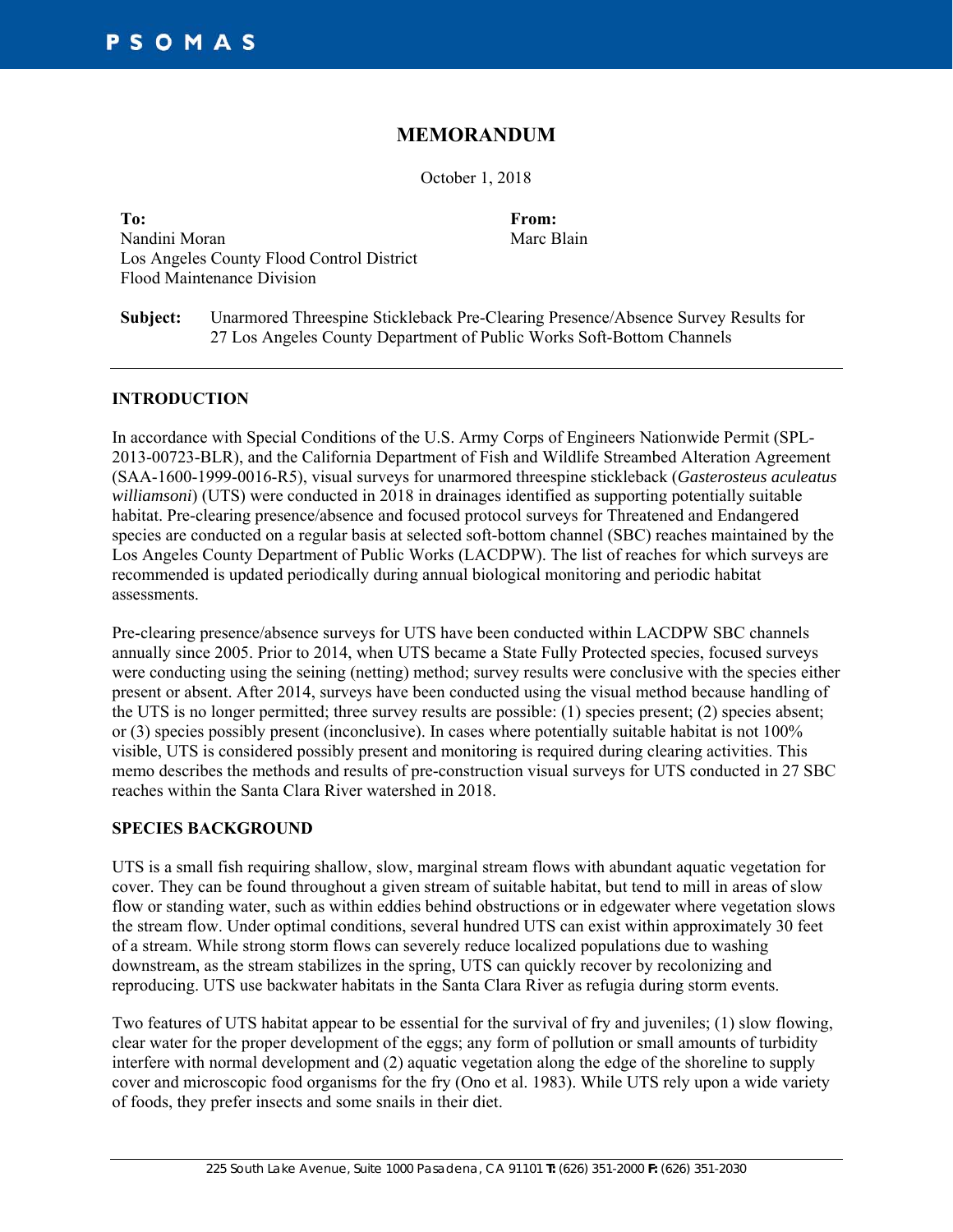PSOMAS

# MEMORANDUM

October 1, 2018

**To:**
Nandini Moran
Los Angeles County Flood Control District
Flood Maintenance Division

**From:**
Marc Blain

**Subject:** Unarmored Threespine Stickleback Pre-Clearing Presence/Absence Survey Results for 27 Los Angeles County Department of Public Works Soft-Bottom Channels

---

## INTRODUCTION

In accordance with Special Conditions of the U.S. Army Corps of Engineers Nationwide Permit (SPL-2013-00723-BLR), and the California Department of Fish and Wildlife Streambed Alteration Agreement (SAA-1600-1999-0016-R5), visual surveys for unarmored threespine stickleback (*Gasterosteus aculeatus williamsoni*) (UTS) were conducted in 2018 in drainages identified as supporting potentially suitable habitat. Pre-clearing presence/absence and focused protocol surveys for Threatened and Endangered species are conducted on a regular basis at selected soft-bottom channel (SBC) reaches maintained by the Los Angeles County Department of Public Works (LACDPW). The list of reaches for which surveys are recommended is updated periodically during annual biological monitoring and periodic habitat assessments.

Pre-clearing presence/absence surveys for UTS have been conducted within LACDPW SBC channels annually since 2005. Prior to 2014, when UTS became a State Fully Protected species, focused surveys were conducting using the seining (netting) method; survey results were conclusive with the species either present or absent. After 2014, surveys have been conducted using the visual method because handling of the UTS is no longer permitted; three survey results are possible: (1) species present; (2) species absent; or (3) species possibly present (inconclusive). In cases where potentially suitable habitat is not 100% visible, UTS is considered possibly present and monitoring is required during clearing activities. This memo describes the methods and results of pre-construction visual surveys for UTS conducted in 27 SBC reaches within the Santa Clara River watershed in 2018.

## SPECIES BACKGROUND

UTS is a small fish requiring shallow, slow, marginal stream flows with abundant aquatic vegetation for cover. They can be found throughout a given stream of suitable habitat, but tend to mill in areas of slow flow or standing water, such as within eddies behind obstructions or in edgewater where vegetation slows the stream flow. Under optimal conditions, several hundred UTS can exist within approximately 30 feet of a stream. While strong storm flows can severely reduce localized populations due to washing downstream, as the stream stabilizes in the spring, UTS can quickly recover by recolonizing and reproducing. UTS use backwater habitats in the Santa Clara River as refugia during storm events.

Two features of UTS habitat appear to be essential for the survival of fry and juveniles; (1) slow flowing, clear water for the proper development of the eggs; any form of pollution or small amounts of turbidity interfere with normal development and (2) aquatic vegetation along the edge of the shoreline to supply cover and microscopic food organisms for the fry (Ono et al. 1983). While UTS rely upon a wide variety of foods, they prefer insects and some snails in their diet.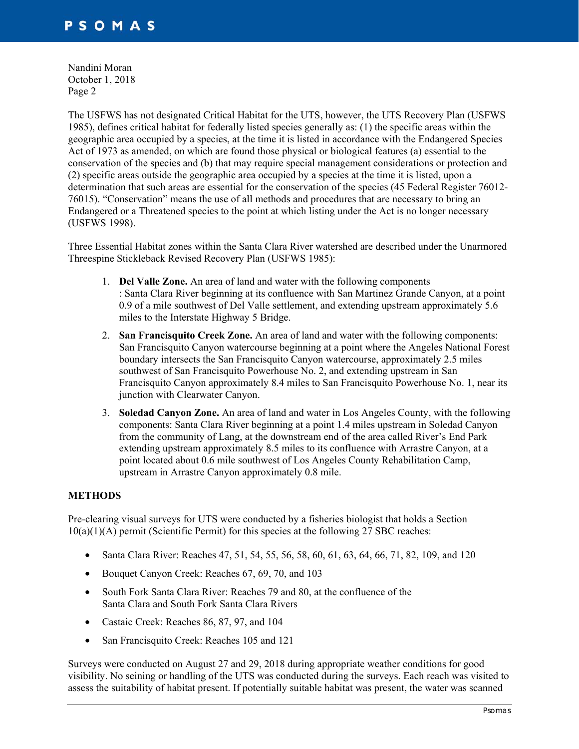The USFWS has not designated Critical Habitat for the UTS, however, the UTS Recovery Plan (USFWS 1985), defines critical habitat for federally listed species generally as: (1) the specific areas within the geographic area occupied by a species, at the time it is listed in accordance with the Endangered Species Act of 1973 as amended, on which are found those physical or biological features (a) essential to the conservation of the species and (b) that may require special management considerations or protection and (2) specific areas outside the geographic area occupied by a species at the time it is listed, upon a determination that such areas are essential for the conservation of the species (45 Federal Register 76012-76015). "Conservation" means the use of all methods and procedures that are necessary to bring an Endangered or a Threatened species to the point at which listing under the Act is no longer necessary (USFWS 1998).

Three Essential Habitat zones within the Santa Clara River watershed are described under the Unarmored Threespine Stickleback Revised Recovery Plan (USFWS 1985):

1. **Del Valle Zone.** An area of land and water with the following components : Santa Clara River beginning at its confluence with San Martinez Grande Canyon, at a point 0.9 of a mile southwest of Del Valle settlement, and extending upstream approximately 5.6 miles to the Interstate Highway 5 Bridge.
2. **San Francisquito Creek Zone.** An area of land and water with the following components: San Francisquito Canyon watercourse beginning at a point where the Angeles National Forest boundary intersects the San Francisquito Canyon watercourse, approximately 2.5 miles southwest of San Francisquito Powerhouse No. 2, and extending upstream in San Francisquito Canyon approximately 8.4 miles to San Francisquito Powerhouse No. 1, near its junction with Clearwater Canyon.
3. **Soledad Canyon Zone.** An area of land and water in Los Angeles County, with the following components: Santa Clara River beginning at a point 1.4 miles upstream in Soledad Canyon from the community of Lang, at the downstream end of the area called River's End Park extending upstream approximately 8.5 miles to its confluence with Arrastre Canyon, at a point located about 0.6 mile southwest of Los Angeles County Rehabilitation Camp, upstream in Arrastre Canyon approximately 0.8 mile.

## METHODS

Pre-clearing visual surveys for UTS were conducted by a fisheries biologist that holds a Section 10(a)(1)(A) permit (Scientific Permit) for this species at the following 27 SBC reaches:

- Santa Clara River: Reaches 47, 51, 54, 55, 56, 58, 60, 61, 63, 64, 66, 71, 82, 109, and 120
- Bouquet Canyon Creek: Reaches 67, 69, 70, and 103
- South Fork Santa Clara River: Reaches 79 and 80, at the confluence of the Santa Clara and South Fork Santa Clara Rivers
- Castaic Creek: Reaches 86, 87, 97, and 104
- San Francisquito Creek: Reaches 105 and 121

Surveys were conducted on August 27 and 29, 2018 during appropriate weather conditions for good visibility. No seining or handling of the UTS was conducted during the surveys. Each reach was visited to assess the suitability of habitat present. If potentially suitable habitat was present, the water was scanned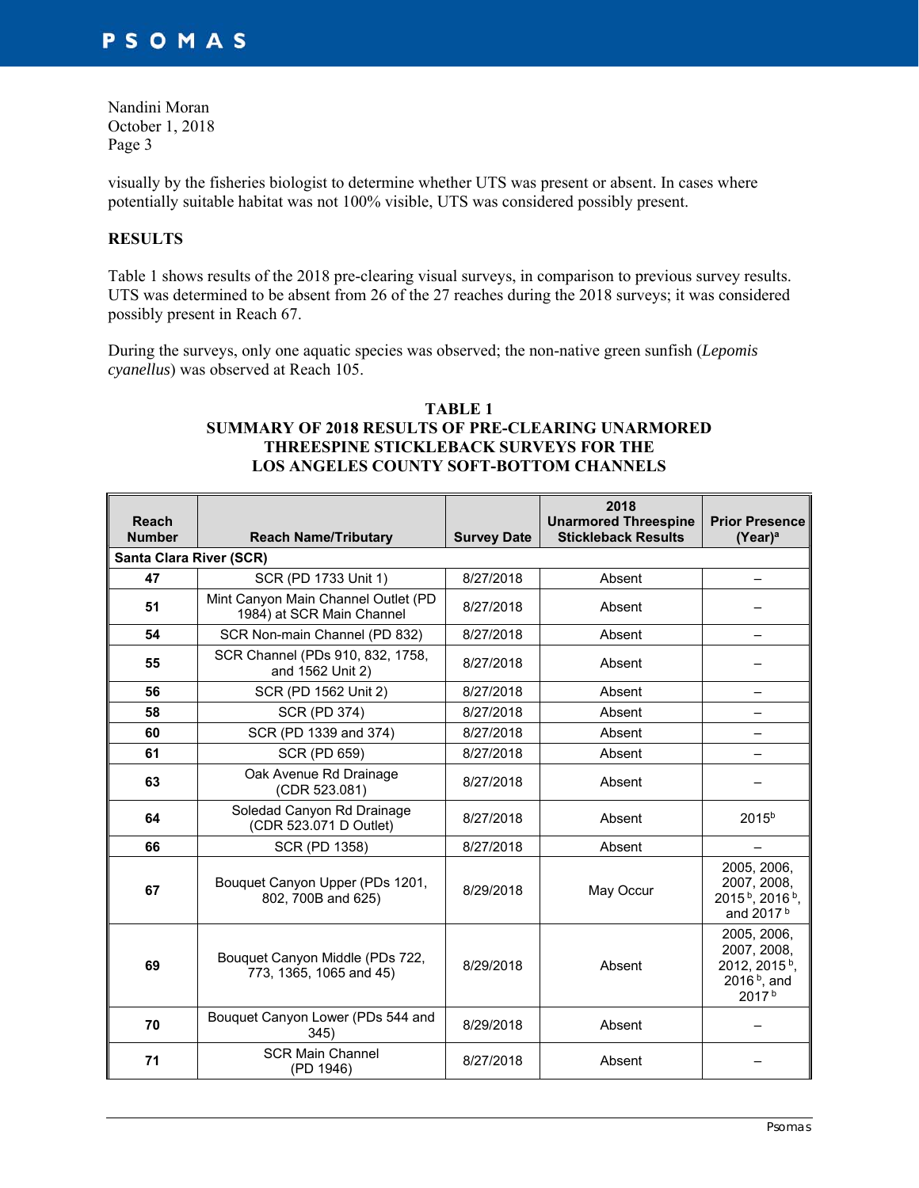visually by the fisheries biologist to determine whether UTS was present or absent. In cases where potentially suitable habitat was not 100% visible, UTS was considered possibly present.

## RESULTS

Table 1 shows results of the 2018 pre-clearing visual surveys, in comparison to previous survey results. UTS was determined to be absent from 26 of the 27 reaches during the 2018 surveys; it was considered possibly present in Reach 67.

During the surveys, only one aquatic species was observed; the non-native green sunfish (*Lepomis cyanellus*) was observed at Reach 105.

**TABLE 1**
**SUMMARY OF 2018 RESULTS OF PRE-CLEARING UNARMORED THREESPINE STICKLEBACK SURVEYS FOR THE LOS ANGELES COUNTY SOFT-BOTTOM CHANNELS**

| Reach Number | Reach Name/Tributary | Survey Date | 2018 Unarmored Threespine Stickleback Results | Prior Presence (Year)[a] |
|---|---|---|---|---|
| **Santa Clara River (SCR)** | | | | |
| **47** | SCR (PD 1733 Unit 1) | 8/27/2018 | Absent | – |
| **51** | Mint Canyon Main Channel Outlet (PD 1984) at SCR Main Channel | 8/27/2018 | Absent | – |
| **54** | SCR Non-main Channel (PD 832) | 8/27/2018 | Absent | – |
| **55** | SCR Channel (PDs 910, 832, 1758, and 1562 Unit 2) | 8/27/2018 | Absent | – |
| **56** | SCR (PD 1562 Unit 2) | 8/27/2018 | Absent | – |
| **58** | SCR (PD 374) | 8/27/2018 | Absent | – |
| **60** | SCR (PD 1339 and 374) | 8/27/2018 | Absent | – |
| **61** | SCR (PD 659) | 8/27/2018 | Absent | – |
| **63** | Oak Avenue Rd Drainage (CDR 523.081) | 8/27/2018 | Absent | – |
| **64** | Soledad Canyon Rd Drainage (CDR 523.071 D Outlet) | 8/27/2018 | Absent | 2015[b] |
| **66** | SCR (PD 1358) | 8/27/2018 | Absent | – |
| **67** | Bouquet Canyon Upper (PDs 1201, 802, 700B and 625) | 8/29/2018 | May Occur | 2005, 2006, 2007, 2008, 2015[b], 2016[b], and 2017[b] |
| **69** | Bouquet Canyon Middle (PDs 722, 773, 1365, 1065 and 45) | 8/29/2018 | Absent | 2005, 2006, 2007, 2008, 2012, 2015[b], 2016[b], and 2017[b] |
| **70** | Bouquet Canyon Lower (PDs 544 and 345) | 8/29/2018 | Absent | – |
| **71** | SCR Main Channel (PD 1946) | 8/27/2018 | Absent | – |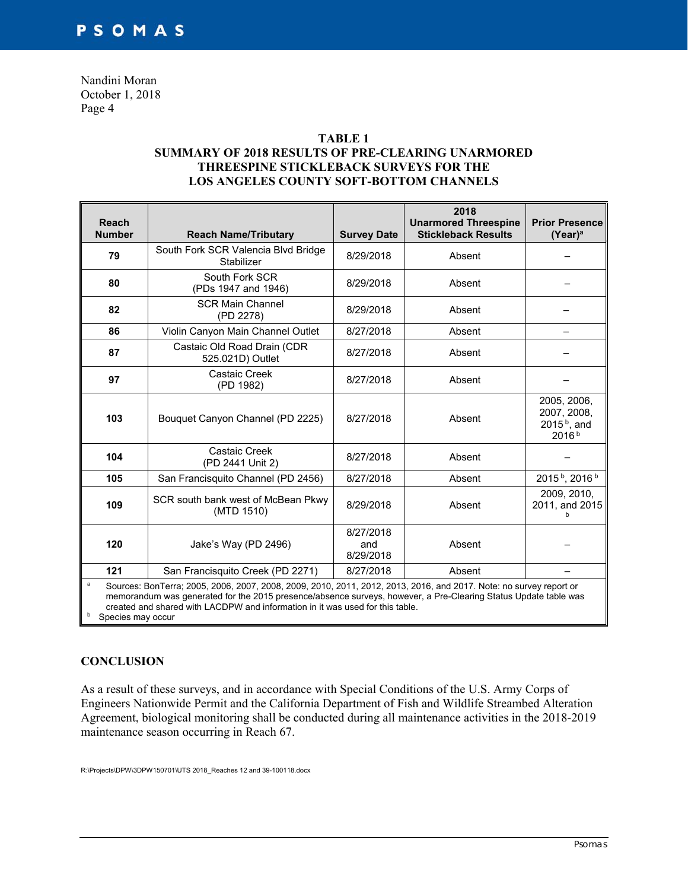Nandini Moran
October 1, 2018

**TABLE 1**
**SUMMARY OF 2018 RESULTS OF PRE-CLEARING UNARMORED THREESPINE STICKLEBACK SURVEYS FOR THE LOS ANGELES COUNTY SOFT-BOTTOM CHANNELS**

| Reach Number | Reach Name/Tributary | Survey Date | 2018 Unarmored Threespine Stickleback Results | Prior Presence (Year)[a] |
|---|---|---|---|---|
| **79** | South Fork SCR Valencia Blvd Bridge Stabilizer | 8/29/2018 | Absent | – |
| **80** | South Fork SCR (PDs 1947 and 1946) | 8/29/2018 | Absent | – |
| **82** | SCR Main Channel (PD 2278) | 8/29/2018 | Absent | – |
| **86** | Violin Canyon Main Channel Outlet | 8/27/2018 | Absent | – |
| **87** | Castaic Old Road Drain (CDR 525.021D) Outlet | 8/27/2018 | Absent | – |
| **97** | Castaic Creek (PD 1982) | 8/27/2018 | Absent | – |
| **103** | Bouquet Canyon Channel (PD 2225) | 8/27/2018 | Absent | 2005, 2006, 2007, 2008, 2015[b], and 2016[b] |
| **104** | Castaic Creek (PD 2441 Unit 2) | 8/27/2018 | Absent | – |
| **105** | San Francisquito Channel (PD 2456) | 8/27/2018 | Absent | 2015[b], 2016[b] |
| **109** | SCR south bank west of McBean Pkwy (MTD 1510) | 8/29/2018 | Absent | 2009, 2010, 2011, and 2015[b] |
| **120** | Jake's Way (PD 2496) | 8/27/2018 and 8/29/2018 | Absent | – |
| **121** | San Francisquito Creek (PD 2271) | 8/27/2018 | Absent | – |

[a] Sources: BonTerra; 2005, 2006, 2007, 2008, 2009, 2010, 2011, 2012, 2013, 2016, and 2017. Note: no survey report or memorandum was generated for the 2015 presence/absence surveys, however, a Pre-Clearing Status Update table was created and shared with LACDPW and information in it was used for this table.
[b] Species may occur

## CONCLUSION

As a result of these surveys, and in accordance with Special Conditions of the U.S. Army Corps of Engineers Nationwide Permit and the California Department of Fish and Wildlife Streambed Alteration Agreement, biological monitoring shall be conducted during all maintenance activities in the 2018-2019 maintenance season occurring in Reach 67.

R:\Projects\DPW\3DPW150701\UTS 2018_Reaches 12 and 39-100118.docx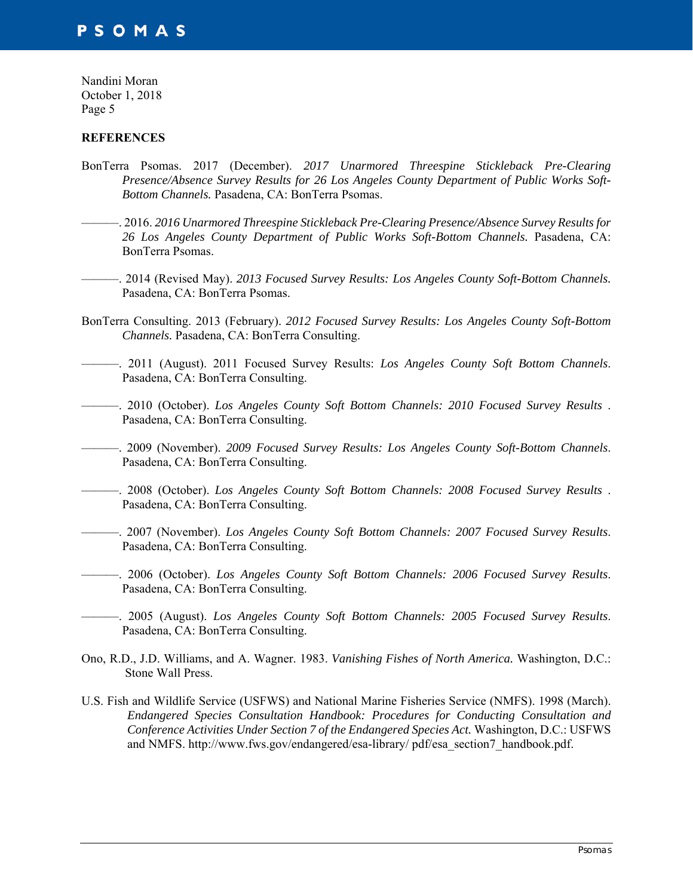Nandini Moran
October 1, 2018
Page 5

**REFERENCES**

BonTerra Psomas. 2017 (December). *2017 Unarmored Threespine Stickleback Pre-Clearing Presence/Absence Survey Results for 26 Los Angeles County Department of Public Works Soft-Bottom Channels.* Pasadena, CA: BonTerra Psomas.

———. 2016. *2016 Unarmored Threespine Stickleback Pre-Clearing Presence/Absence Survey Results for 26 Los Angeles County Department of Public Works Soft-Bottom Channels.* Pasadena, CA: BonTerra Psomas.

———. 2014 (Revised May). *2013 Focused Survey Results: Los Angeles County Soft-Bottom Channels*. Pasadena, CA: BonTerra Psomas.

BonTerra Consulting. 2013 (February). *2012 Focused Survey Results: Los Angeles County Soft-Bottom Channels.* Pasadena, CA: BonTerra Consulting.

———. 2011 (August). 2011 Focused Survey Results: *Los Angeles County Soft Bottom Channels*. Pasadena, CA: BonTerra Consulting.

———. 2010 (October). *Los Angeles County Soft Bottom Channels: 2010 Focused Survey Results* . Pasadena, CA: BonTerra Consulting.

———. 2009 (November). *2009 Focused Survey Results: Los Angeles County Soft-Bottom Channels*. Pasadena, CA: BonTerra Consulting.

———. 2008 (October). *Los Angeles County Soft Bottom Channels: 2008 Focused Survey Results* . Pasadena, CA: BonTerra Consulting.

———. 2007 (November). *Los Angeles County Soft Bottom Channels: 2007 Focused Survey Results*. Pasadena, CA: BonTerra Consulting.

———. 2006 (October). *Los Angeles County Soft Bottom Channels: 2006 Focused Survey Results*. Pasadena, CA: BonTerra Consulting.

———. 2005 (August). *Los Angeles County Soft Bottom Channels: 2005 Focused Survey Results*. Pasadena, CA: BonTerra Consulting.

Ono, R.D., J.D. Williams, and A. Wagner. 1983. *Vanishing Fishes of North America.* Washington, D.C.: Stone Wall Press.

U.S. Fish and Wildlife Service (USFWS) and National Marine Fisheries Service (NMFS). 1998 (March). *Endangered Species Consultation Handbook: Procedures for Conducting Consultation and Conference Activities Under Section 7 of the Endangered Species Act.* Washington, D.C.: USFWS and NMFS. http://www.fws.gov/endangered/esa-library/ pdf/esa_section7_handbook.pdf.